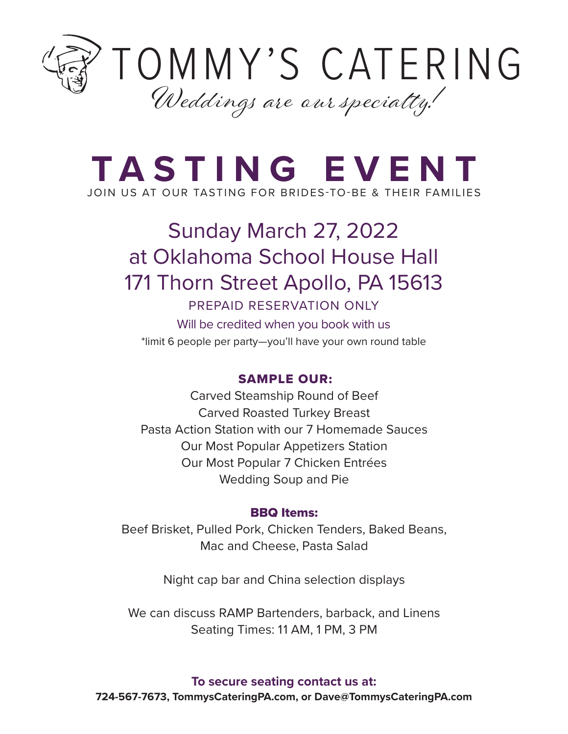# TOMMY'S CATERING

*Weddings are our specialty!*

# TASTING EVENT

JOIN US AT OUR TASTING FOR BRIDES-TO-BE & THEIR FAMILIES

## Sunday March 27, 2022
## at Oklahoma School House Hall
## 171 Thorn Street Apollo, PA 15613

PREPAID RESERVATION ONLY

Will be credited when you book with us

*limit 6 people per party—you'll have your own round table

### SAMPLE OUR:

Carved Steamship Round of Beef
Carved Roasted Turkey Breast
Pasta Action Station with our 7 Homemade Sauces
Our Most Popular Appetizers Station
Our Most Popular 7 Chicken Entrées
Wedding Soup and Pie

### BBQ Items:

Beef Brisket, Pulled Pork, Chicken Tenders, Baked Beans,
Mac and Cheese, Pasta Salad

Night cap bar and China selection displays

We can discuss RAMP Bartenders, barback, and Linens
Seating Times: 11 AM, 1 PM, 3 PM

**To secure seating contact us at:**
**724-567-7673, TommysCateringPA.com, or Dave@TommysCateringPA.com**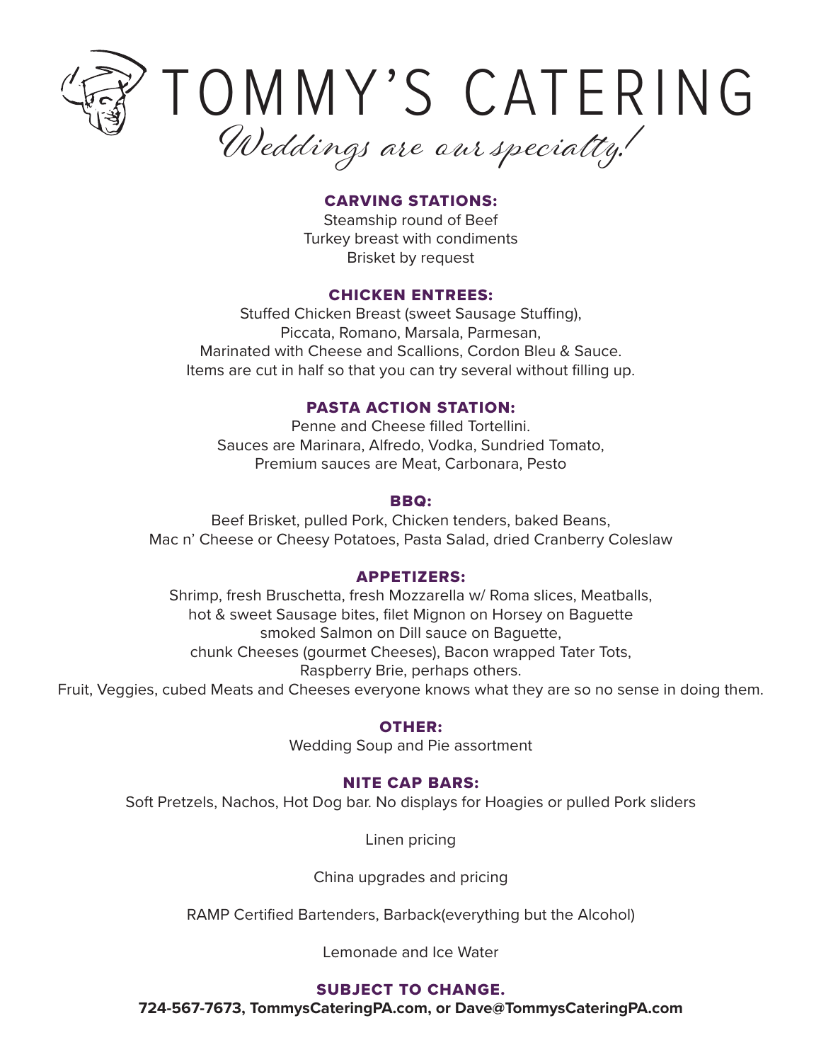# TOMMY'S CATERING

*Weddings are our specialty!*

## CARVING STATIONS:

Steamship round of Beef
Turkey breast with condiments
Brisket by request

## CHICKEN ENTREES:

Stuffed Chicken Breast (sweet Sausage Stuffing),
Piccata, Romano, Marsala, Parmesan,
Marinated with Cheese and Scallions, Cordon Bleu & Sauce.
Items are cut in half so that you can try several without filling up.

## PASTA ACTION STATION:

Penne and Cheese filled Tortellini.
Sauces are Marinara, Alfredo, Vodka, Sundried Tomato,
Premium sauces are Meat, Carbonara, Pesto

## BBQ:

Beef Brisket, pulled Pork, Chicken tenders, baked Beans,
Mac n' Cheese or Cheesy Potatoes, Pasta Salad, dried Cranberry Coleslaw

## APPETIZERS:

Shrimp, fresh Bruschetta, fresh Mozzarella w/ Roma slices, Meatballs,
hot & sweet Sausage bites, filet Mignon on Horsey on Baguette
smoked Salmon on Dill sauce on Baguette,
chunk Cheeses (gourmet Cheeses), Bacon wrapped Tater Tots,
Raspberry Brie, perhaps others.
Fruit, Veggies, cubed Meats and Cheeses everyone knows what they are so no sense in doing them.

## OTHER:

Wedding Soup and Pie assortment

## NITE CAP BARS:

Soft Pretzels, Nachos, Hot Dog bar. No displays for Hoagies or pulled Pork sliders

Linen pricing

China upgrades and pricing

RAMP Certified Bartenders, Barback(everything but the Alcohol)

Lemonade and Ice Water

## SUBJECT TO CHANGE.

**724-567-7673, TommysCateringPA.com, or Dave@TommysCateringPA.com**